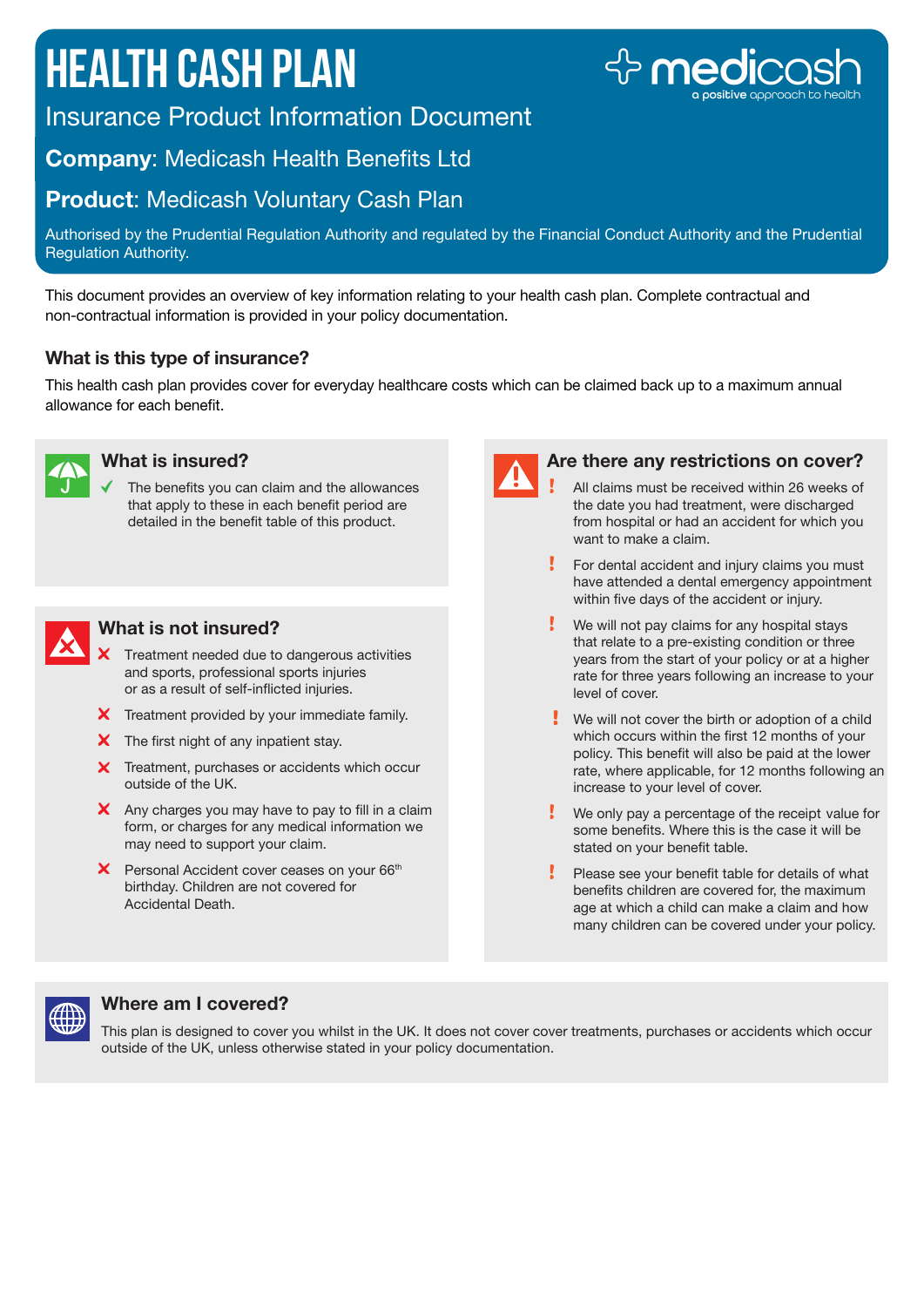# HEALTH CASH PLAN

Insurance Product Information Document

**Company**: Medicash Health Benefits Ltd

**Product**: Medicash Voluntary Cash Plan

Authorised by the Prudential Regulation Authority and regulated by the Financial Conduct Authority and the Prudential Regulation Authority.

medicash
a positive approach to health

This document provides an overview of key information relating to your health cash plan. Complete contractual and non-contractual information is provided in your policy documentation.

### What is this type of insurance?

This health cash plan provides cover for everyday healthcare costs which can be claimed back up to a maximum annual allowance for each benefit.

### What is insured?

- ✓ The benefits you can claim and the allowances that apply to these in each benefit period are detailed in the benefit table of this product.

### What is not insured?

- ✗ Treatment needed due to dangerous activities and sports, professional sports injuries or as a result of self-inflicted injuries.
- ✗ Treatment provided by your immediate family.
- ✗ The first night of any inpatient stay.
- ✗ Treatment, purchases or accidents which occur outside of the UK.
- ✗ Any charges you may have to pay to fill in a claim form, or charges for any medical information we may need to support your claim.
- ✗ Personal Accident cover ceases on your 66th birthday. Children are not covered for Accidental Death.

### Are there any restrictions on cover?

- ! All claims must be received within 26 weeks of the date you had treatment, were discharged from hospital or had an accident for which you want to make a claim.
- ! For dental accident and injury claims you must have attended a dental emergency appointment within five days of the accident or injury.
- ! We will not pay claims for any hospital stays that relate to a pre-existing condition or three years from the start of your policy or at a higher rate for three years following an increase to your level of cover.
- ! We will not cover the birth or adoption of a child which occurs within the first 12 months of your policy. This benefit will also be paid at the lower rate, where applicable, for 12 months following an increase to your level of cover.
- ! We only pay a percentage of the receipt value for some benefits. Where this is the case it will be stated on your benefit table.
- ! Please see your benefit table for details of what benefits children are covered for, the maximum age at which a child can make a claim and how many children can be covered under your policy.

### Where am I covered?

This plan is designed to cover you whilst in the UK. It does not cover cover treatments, purchases or accidents which occur outside of the UK, unless otherwise stated in your policy documentation.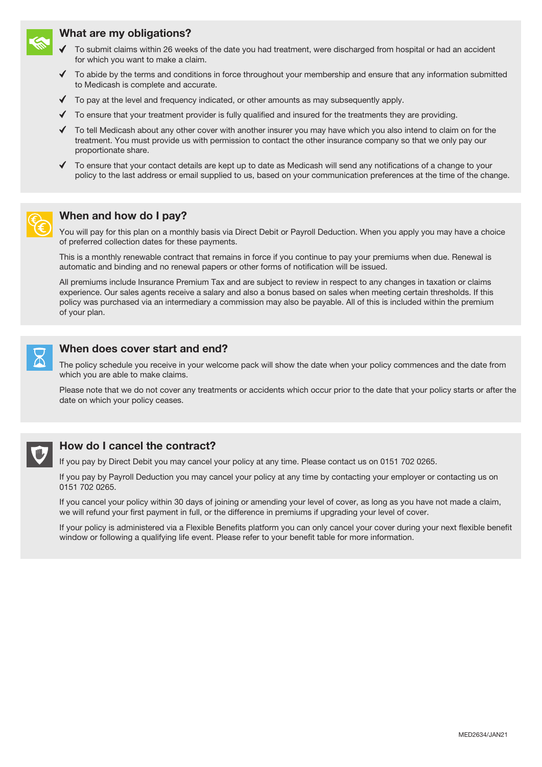## What are my obligations?

- To submit claims within 26 weeks of the date you had treatment, were discharged from hospital or had an accident for which you want to make a claim.
- To abide by the terms and conditions in force throughout your membership and ensure that any information submitted to Medicash is complete and accurate.
- To pay at the level and frequency indicated, or other amounts as may subsequently apply.
- To ensure that your treatment provider is fully qualified and insured for the treatments they are providing.
- To tell Medicash about any other cover with another insurer you may have which you also intend to claim on for the treatment. You must provide us with permission to contact the other insurance company so that we only pay our proportionate share.
- To ensure that your contact details are kept up to date as Medicash will send any notifications of a change to your policy to the last address or email supplied to us, based on your communication preferences at the time of the change.

## When and how do I pay?

You will pay for this plan on a monthly basis via Direct Debit or Payroll Deduction. When you apply you may have a choice of preferred collection dates for these payments.

This is a monthly renewable contract that remains in force if you continue to pay your premiums when due. Renewal is automatic and binding and no renewal papers or other forms of notification will be issued.

All premiums include Insurance Premium Tax and are subject to review in respect to any changes in taxation or claims experience. Our sales agents receive a salary and also a bonus based on sales when meeting certain thresholds. If this policy was purchased via an intermediary a commission may also be payable. All of this is included within the premium of your plan.

## When does cover start and end?

The policy schedule you receive in your welcome pack will show the date when your policy commences and the date from which you are able to make claims.

Please note that we do not cover any treatments or accidents which occur prior to the date that your policy starts or after the date on which your policy ceases.

## How do I cancel the contract?

If you pay by Direct Debit you may cancel your policy at any time. Please contact us on 0151 702 0265.

If you pay by Payroll Deduction you may cancel your policy at any time by contacting your employer or contacting us on 0151 702 0265.

If you cancel your policy within 30 days of joining or amending your level of cover, as long as you have not made a claim, we will refund your first payment in full, or the difference in premiums if upgrading your level of cover.

If your policy is administered via a Flexible Benefits platform you can only cancel your cover during your next flexible benefit window or following a qualifying life event. Please refer to your benefit table for more information.

MED2634/JAN21